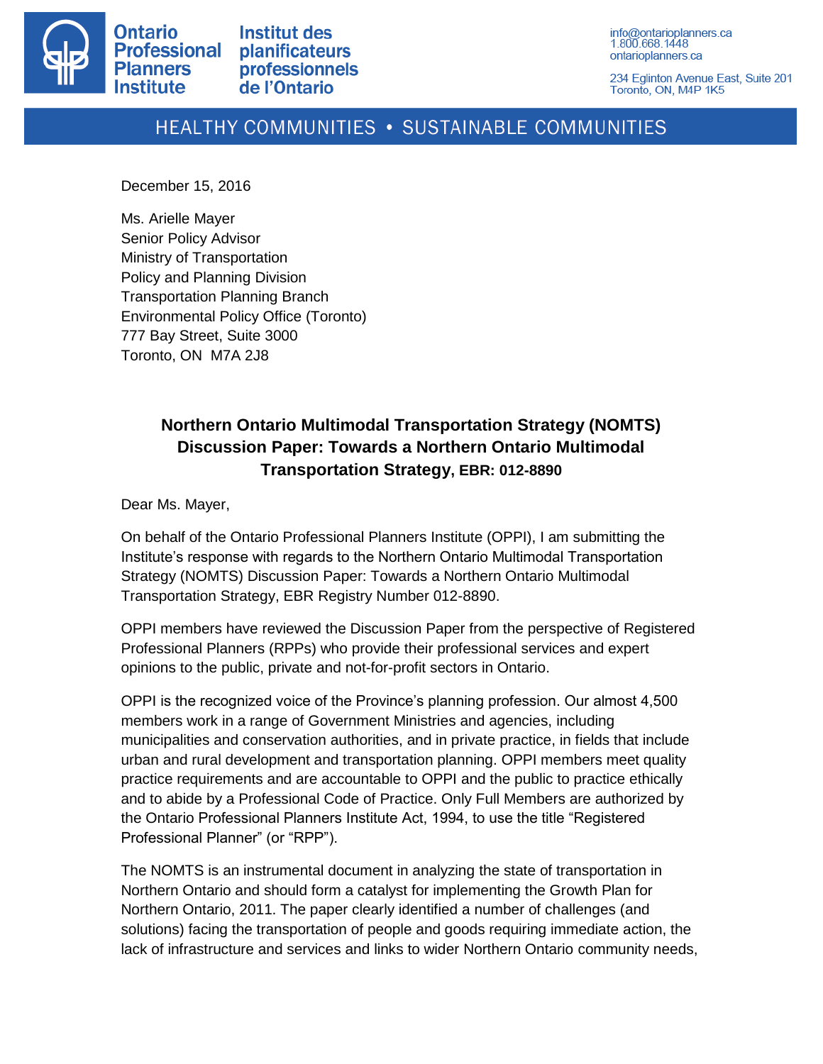Ontario Professional Planners Institute

Institut des planificateurs professionnels de l'Ontario

info@ontarioplanners.ca
1.800.668.1448
ontarioplanners.ca

234 Eglinton Avenue East, Suite 201
Toronto, ON, M4P 1K5

HEALTHY COMMUNITIES • SUSTAINABLE COMMUNITIES

December 15, 2016

Ms. Arielle Mayer
Senior Policy Advisor
Ministry of Transportation
Policy and Planning Division
Transportation Planning Branch
Environmental Policy Office (Toronto)
777 Bay Street, Suite 3000
Toronto, ON M7A 2J8

**Northern Ontario Multimodal Transportation Strategy (NOMTS) Discussion Paper: Towards a Northern Ontario Multimodal Transportation Strategy, EBR: 012-8890**

Dear Ms. Mayer,

On behalf of the Ontario Professional Planners Institute (OPPI), I am submitting the Institute's response with regards to the Northern Ontario Multimodal Transportation Strategy (NOMTS) Discussion Paper: Towards a Northern Ontario Multimodal Transportation Strategy, EBR Registry Number 012-8890.

OPPI members have reviewed the Discussion Paper from the perspective of Registered Professional Planners (RPPs) who provide their professional services and expert opinions to the public, private and not-for-profit sectors in Ontario.

OPPI is the recognized voice of the Province's planning profession. Our almost 4,500 members work in a range of Government Ministries and agencies, including municipalities and conservation authorities, and in private practice, in fields that include urban and rural development and transportation planning. OPPI members meet quality practice requirements and are accountable to OPPI and the public to practice ethically and to abide by a Professional Code of Practice. Only Full Members are authorized by the Ontario Professional Planners Institute Act, 1994, to use the title "Registered Professional Planner" (or "RPP").

The NOMTS is an instrumental document in analyzing the state of transportation in Northern Ontario and should form a catalyst for implementing the Growth Plan for Northern Ontario, 2011. The paper clearly identified a number of challenges (and solutions) facing the transportation of people and goods requiring immediate action, the lack of infrastructure and services and links to wider Northern Ontario community needs,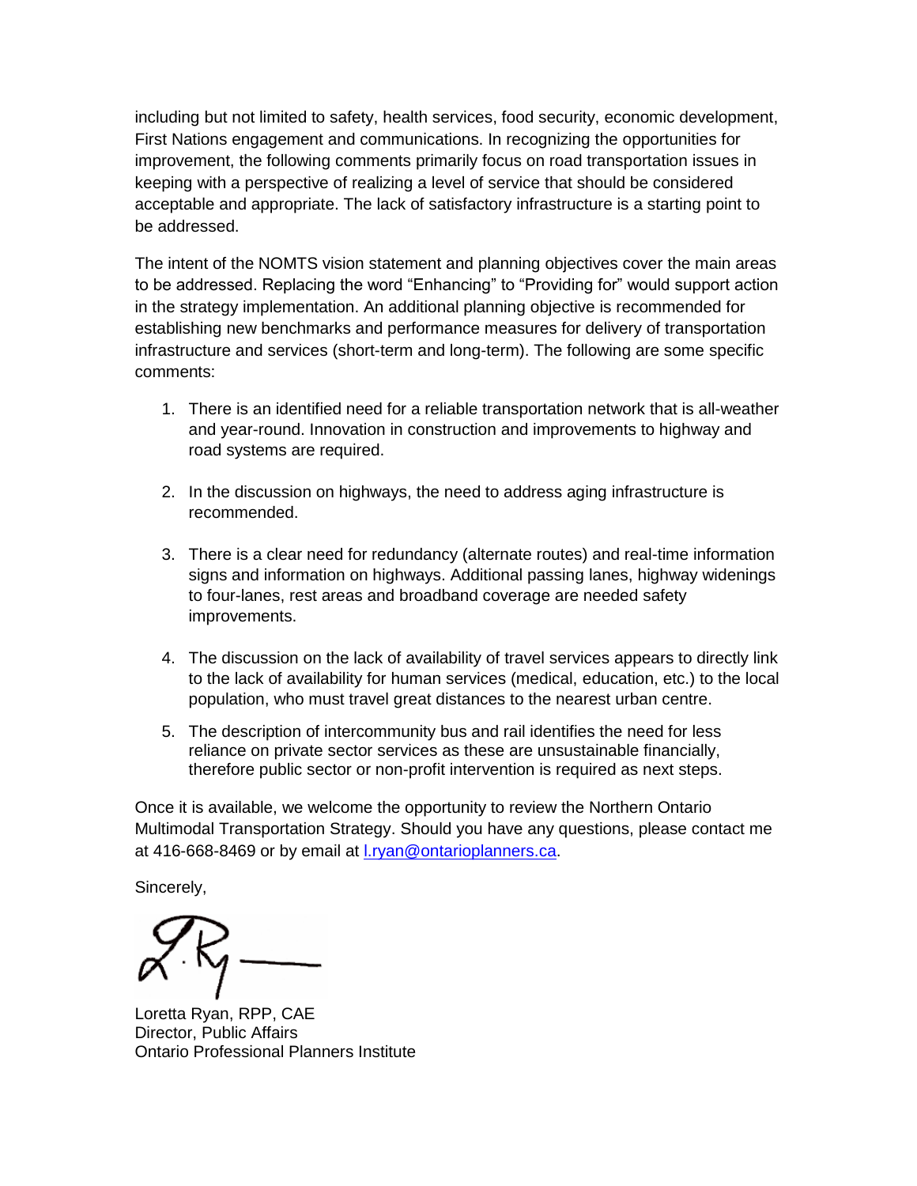including but not limited to safety, health services, food security, economic development, First Nations engagement and communications. In recognizing the opportunities for improvement, the following comments primarily focus on road transportation issues in keeping with a perspective of realizing a level of service that should be considered acceptable and appropriate. The lack of satisfactory infrastructure is a starting point to be addressed.

The intent of the NOMTS vision statement and planning objectives cover the main areas to be addressed. Replacing the word "Enhancing" to "Providing for" would support action in the strategy implementation. An additional planning objective is recommended for establishing new benchmarks and performance measures for delivery of transportation infrastructure and services (short-term and long-term). The following are some specific comments:

1. There is an identified need for a reliable transportation network that is all-weather and year-round. Innovation in construction and improvements to highway and road systems are required.

2. In the discussion on highways, the need to address aging infrastructure is recommended.

3. There is a clear need for redundancy (alternate routes) and real-time information signs and information on highways. Additional passing lanes, highway widenings to four-lanes, rest areas and broadband coverage are needed safety improvements.

4. The discussion on the lack of availability of travel services appears to directly link to the lack of availability for human services (medical, education, etc.) to the local population, who must travel great distances to the nearest urban centre.

5. The description of intercommunity bus and rail identifies the need for less reliance on private sector services as these are unsustainable financially, therefore public sector or non-profit intervention is required as next steps.

Once it is available, we welcome the opportunity to review the Northern Ontario Multimodal Transportation Strategy. Should you have any questions, please contact me at 416-668-8469 or by email at l.ryan@ontarioplanners.ca.

Sincerely,

Loretta Ryan, RPP, CAE
Director, Public Affairs
Ontario Professional Planners Institute